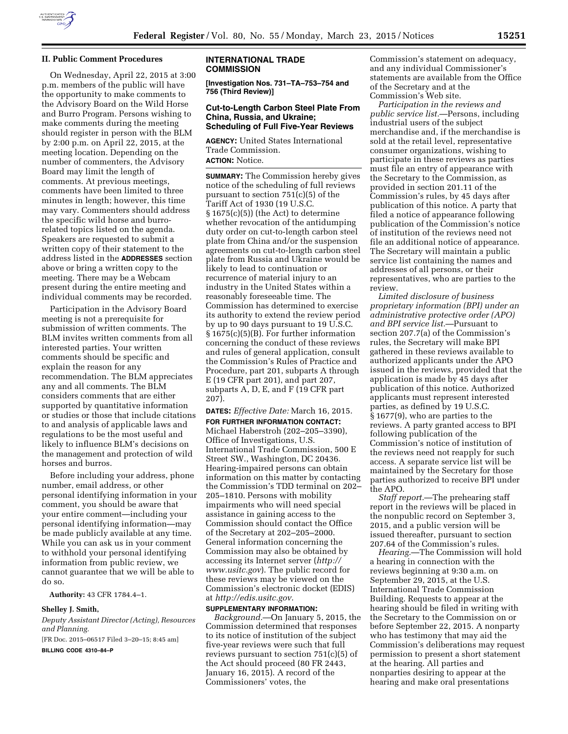## II. Public Comment Procedures

On Wednesday, April 22, 2015 at 3:00 p.m. members of the public will have the opportunity to make comments to the Advisory Board on the Wild Horse and Burro Program. Persons wishing to make comments during the meeting should register in person with the BLM by 2:00 p.m. on April 22, 2015, at the meeting location. Depending on the number of commenters, the Advisory Board may limit the length of comments. At previous meetings, comments have been limited to three minutes in length; however, this time may vary. Commenters should address the specific wild horse and burro-related topics listed on the agenda. Speakers are requested to submit a written copy of their statement to the address listed in the **ADDRESSES** section above or bring a written copy to the meeting. There may be a Webcam present during the entire meeting and individual comments may be recorded.

Participation in the Advisory Board meeting is not a prerequisite for submission of written comments. The BLM invites written comments from all interested parties. Your written comments should be specific and explain the reason for any recommendation. The BLM appreciates any and all comments. The BLM considers comments that are either supported by quantitative information or studies or those that include citations to and analysis of applicable laws and regulations to be the most useful and likely to influence BLM's decisions on the management and protection of wild horses and burros.

Before including your address, phone number, email address, or other personal identifying information in your comment, you should be aware that your entire comment—including your personal identifying information—may be made publicly available at any time. While you can ask us in your comment to withhold your personal identifying information from public review, we cannot guarantee that we will be able to do so.

**Authority:** 43 CFR 1784.4–1.

**Shelley J. Smith,**

*Deputy Assistant Director (Acting), Resources and Planning.*

[FR Doc. 2015–06517 Filed 3–20–15; 8:45 am]

**BILLING CODE 4310–84–P**

## INTERNATIONAL TRADE COMMISSION

**[Investigation Nos. 731–TA–753–754 and 756 (Third Review)]**

### Cut-to-Length Carbon Steel Plate From China, Russia, and Ukraine; Scheduling of Full Five-Year Reviews

**AGENCY:** United States International Trade Commission.

**ACTION:** Notice.

**SUMMARY:** The Commission hereby gives notice of the scheduling of full reviews pursuant to section 751(c)(5) of the Tariff Act of 1930 (19 U.S.C. § 1675(c)(5)) (the Act) to determine whether revocation of the antidumping duty order on cut-to-length carbon steel plate from China and/or the suspension agreements on cut-to-length carbon steel plate from Russia and Ukraine would be likely to lead to continuation or recurrence of material injury to an industry in the United States within a reasonably foreseeable time. The Commission has determined to exercise its authority to extend the review period by up to 90 days pursuant to 19 U.S.C. § 1675(c)(5)(B). For further information concerning the conduct of these reviews and rules of general application, consult the Commission's Rules of Practice and Procedure, part 201, subparts A through E (19 CFR part 201), and part 207, subparts A, D, E, and F (19 CFR part 207).

**DATES:** *Effective Date:* March 16, 2015.

**FOR FURTHER INFORMATION CONTACT:** Michael Haberstroh (202–205–3390), Office of Investigations, U.S. International Trade Commission, 500 E Street SW., Washington, DC 20436. Hearing-impaired persons can obtain information on this matter by contacting the Commission's TDD terminal on 202–205–1810. Persons with mobility impairments who will need special assistance in gaining access to the Commission should contact the Office of the Secretary at 202–205–2000. General information concerning the Commission may also be obtained by accessing its Internet server (*http://www.usitc.gov*). The public record for these reviews may be viewed on the Commission's electronic docket (EDIS) at *http://edis.usitc.gov*.

**SUPPLEMENTARY INFORMATION:**

*Background.*—On January 5, 2015, the Commission determined that responses to its notice of institution of the subject five-year reviews were such that full reviews pursuant to section 751(c)(5) of the Act should proceed (80 FR 2443, January 16, 2015). A record of the Commissioners' votes, the Commission's statement on adequacy, and any individual Commissioner's statements are available from the Office of the Secretary and at the Commission's Web site.

*Participation in the reviews and public service list.*—Persons, including industrial users of the subject merchandise and, if the merchandise is sold at the retail level, representative consumer organizations, wishing to participate in these reviews as parties must file an entry of appearance with the Secretary to the Commission, as provided in section 201.11 of the Commission's rules, by 45 days after publication of this notice. A party that filed a notice of appearance following publication of the Commission's notice of institution of the reviews need not file an additional notice of appearance. The Secretary will maintain a public service list containing the names and addresses of all persons, or their representatives, who are parties to the review.

*Limited disclosure of business proprietary information (BPI) under an administrative protective order (APO) and BPI service list.*—Pursuant to section 207.7(a) of the Commission's rules, the Secretary will make BPI gathered in these reviews available to authorized applicants under the APO issued in the reviews, provided that the application is made by 45 days after publication of this notice. Authorized applicants must represent interested parties, as defined by 19 U.S.C. § 1677(9), who are parties to the reviews. A party granted access to BPI following publication of the Commission's notice of institution of the reviews need not reapply for such access. A separate service list will be maintained by the Secretary for those parties authorized to receive BPI under the APO.

*Staff report.*—The prehearing staff report in the reviews will be placed in the nonpublic record on September 3, 2015, and a public version will be issued thereafter, pursuant to section 207.64 of the Commission's rules.

*Hearing.*—The Commission will hold a hearing in connection with the reviews beginning at 9:30 a.m. on September 29, 2015, at the U.S. International Trade Commission Building. Requests to appear at the hearing should be filed in writing with the Secretary to the Commission on or before September 22, 2015. A nonparty who has testimony that may aid the Commission's deliberations may request permission to present a short statement at the hearing. All parties and nonparties desiring to appear at the hearing and make oral presentations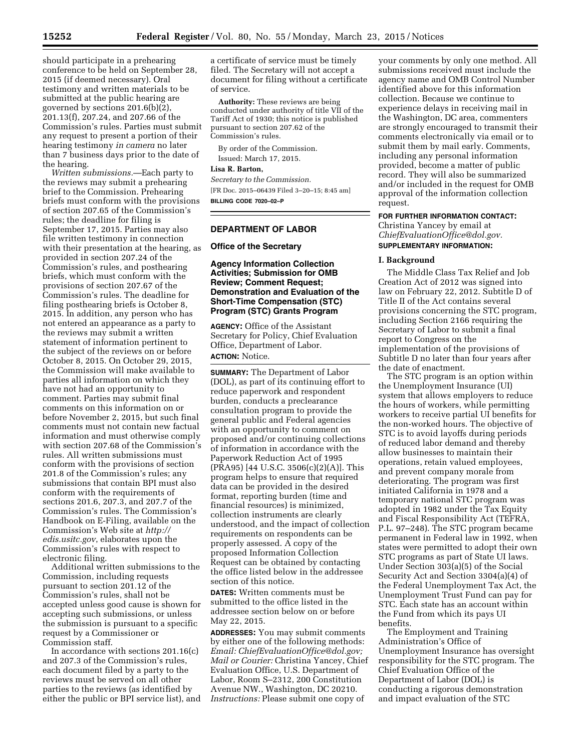should participate in a prehearing conference to be held on September 28, 2015 (if deemed necessary). Oral testimony and written materials to be submitted at the public hearing are governed by sections 201.6(b)(2), 201.13(f), 207.24, and 207.66 of the Commission's rules. Parties must submit any request to present a portion of their hearing testimony *in camera* no later than 7 business days prior to the date of the hearing.

*Written submissions.*—Each party to the reviews may submit a prehearing brief to the Commission. Prehearing briefs must conform with the provisions of section 207.65 of the Commission's rules; the deadline for filing is September 17, 2015. Parties may also file written testimony in connection with their presentation at the hearing, as provided in section 207.24 of the Commission's rules, and posthearing briefs, which must conform with the provisions of section 207.67 of the Commission's rules. The deadline for filing posthearing briefs is October 8, 2015. In addition, any person who has not entered an appearance as a party to the reviews may submit a written statement of information pertinent to the subject of the reviews on or before October 8, 2015. On October 29, 2015, the Commission will make available to parties all information on which they have not had an opportunity to comment. Parties may submit final comments on this information on or before November 2, 2015, but such final comments must not contain new factual information and must otherwise comply with section 207.68 of the Commission's rules. All written submissions must conform with the provisions of section 201.8 of the Commission's rules; any submissions that contain BPI must also conform with the requirements of sections 201.6, 207.3, and 207.7 of the Commission's rules. The Commission's Handbook on E-Filing, available on the Commission's Web site at *http://edis.usitc.gov*, elaborates upon the Commission's rules with respect to electronic filing.

Additional written submissions to the Commission, including requests pursuant to section 201.12 of the Commission's rules, shall not be accepted unless good cause is shown for accepting such submissions, or unless the submission is pursuant to a specific request by a Commissioner or Commission staff.

In accordance with sections 201.16(c) and 207.3 of the Commission's rules, each document filed by a party to the reviews must be served on all other parties to the reviews (as identified by either the public or BPI service list), and a certificate of service must be timely filed. The Secretary will not accept a document for filing without a certificate of service.

**Authority:** These reviews are being conducted under authority of title VII of the Tariff Act of 1930; this notice is published pursuant to section 207.62 of the Commission's rules.

By order of the Commission.

Issued: March 17, 2015.

**Lisa R. Barton,**

*Secretary to the Commission.*

[FR Doc. 2015–06439 Filed 3–20–15; 8:45 am]

**BILLING CODE 7020–02–P**

## DEPARTMENT OF LABOR

### Office of the Secretary

### Agency Information Collection Activities; Submission for OMB Review; Comment Request; Demonstration and Evaluation of the Short-Time Compensation (STC) Program (STC) Grants Program

**AGENCY:** Office of the Assistant Secretary for Policy, Chief Evaluation Office, Department of Labor.

**ACTION:** Notice.

**SUMMARY:** The Department of Labor (DOL), as part of its continuing effort to reduce paperwork and respondent burden, conducts a preclearance consultation program to provide the general public and Federal agencies with an opportunity to comment on proposed and/or continuing collections of information in accordance with the Paperwork Reduction Act of 1995 (PRA95) [44 U.S.C. 3506(c)(2)(A)]. This program helps to ensure that required data can be provided in the desired format, reporting burden (time and financial resources) is minimized, collection instruments are clearly understood, and the impact of collection requirements on respondents can be properly assessed. A copy of the proposed Information Collection Request can be obtained by contacting the office listed below in the addressee section of this notice.

**DATES:** Written comments must be submitted to the office listed in the addressee section below on or before May 22, 2015.

**ADDRESSES:** You may submit comments by either one of the following methods: *Email: ChiefEvaluationOffice@dol.gov; Mail or Courier:* Christina Yancey, Chief Evaluation Office, U.S. Department of Labor, Room S–2312, 200 Constitution Avenue NW., Washington, DC 20210. *Instructions:* Please submit one copy of your comments by only one method. All submissions received must include the agency name and OMB Control Number identified above for this information collection. Because we continue to experience delays in receiving mail in the Washington, DC area, commenters are strongly encouraged to transmit their comments electronically via email or to submit them by mail early. Comments, including any personal information provided, become a matter of public record. They will also be summarized and/or included in the request for OMB approval of the information collection request.

**FOR FURTHER INFORMATION CONTACT:** Christina Yancey by email at *ChiefEvaluationOffice@dol.gov.*

**SUPPLEMENTARY INFORMATION:**

#### I. Background

The Middle Class Tax Relief and Job Creation Act of 2012 was signed into law on February 22, 2012. Subtitle D of Title II of the Act contains several provisions concerning the STC program, including Section 2166 requiring the Secretary of Labor to submit a final report to Congress on the implementation of the provisions of Subtitle D no later than four years after the date of enactment.

The STC program is an option within the Unemployment Insurance (UI) system that allows employers to reduce the hours of workers, while permitting workers to receive partial UI benefits for the non-worked hours. The objective of STC is to avoid layoffs during periods of reduced labor demand and thereby allow businesses to maintain their operations, retain valued employees, and prevent company morale from deteriorating. The program was first initiated California in 1978 and a temporary national STC program was adopted in 1982 under the Tax Equity and Fiscal Responsibility Act (TEFRA, P.L. 97–248). The STC program became permanent in Federal law in 1992, when states were permitted to adopt their own STC programs as part of State UI laws. Under Section 303(a)(5) of the Social Security Act and Section 3304(a)(4) of the Federal Unemployment Tax Act, the Unemployment Trust Fund can pay for STC. Each state has an account within the Fund from which its pays UI benefits.

The Employment and Training Administration's Office of Unemployment Insurance has oversight responsibility for the STC program. The Chief Evaluation Office of the Department of Labor (DOL) is conducting a rigorous demonstration and impact evaluation of the STC